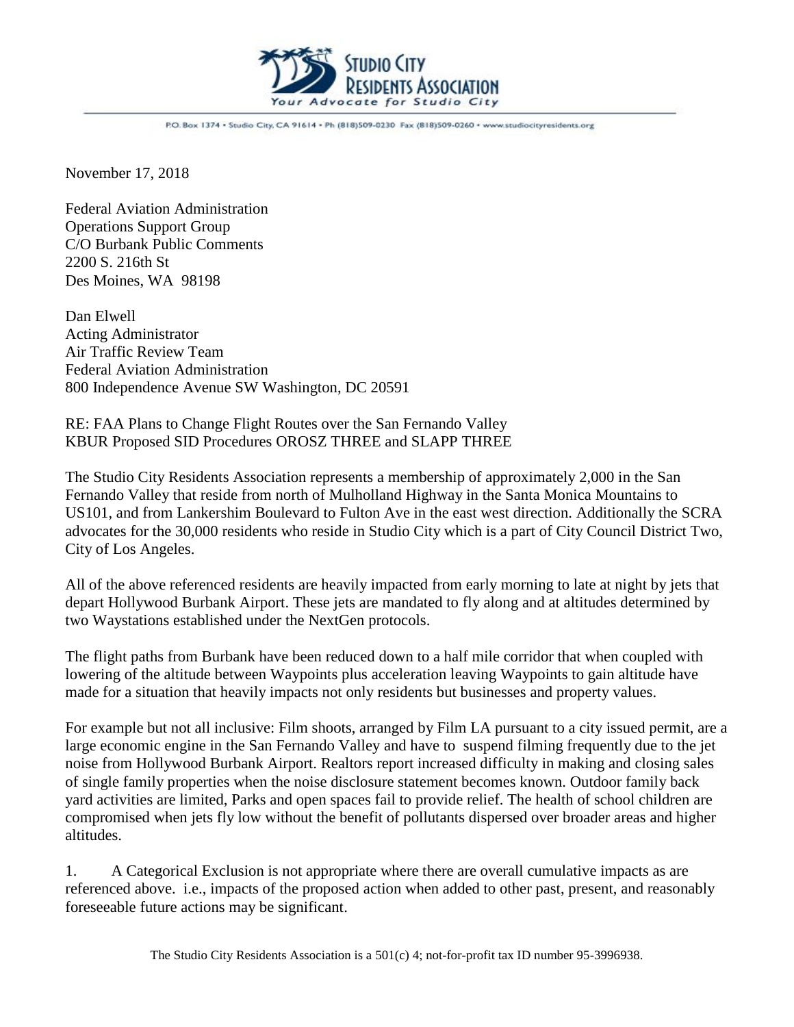STUDIO CITY RESIDENTS ASSOCIATION
*Your Advocate for Studio City*

P.O. Box 1374 • Studio City, CA 91614 • Ph (818)509-0230 Fax (818)509-0260 • www.studiocityresidents.org

November 17, 2018

Federal Aviation Administration
Operations Support Group
C/O Burbank Public Comments
2200 S. 216th St
Des Moines, WA 98198

Dan Elwell
Acting Administrator
Air Traffic Review Team
Federal Aviation Administration
800 Independence Avenue SW Washington, DC 20591

RE: FAA Plans to Change Flight Routes over the San Fernando Valley
KBUR Proposed SID Procedures OROSZ THREE and SLAPP THREE

The Studio City Residents Association represents a membership of approximately 2,000 in the San Fernando Valley that reside from north of Mulholland Highway in the Santa Monica Mountains to US101, and from Lankershim Boulevard to Fulton Ave in the east west direction. Additionally the SCRA advocates for the 30,000 residents who reside in Studio City which is a part of City Council District Two, City of Los Angeles.

All of the above referenced residents are heavily impacted from early morning to late at night by jets that depart Hollywood Burbank Airport. These jets are mandated to fly along and at altitudes determined by two Waystations established under the NextGen protocols.

The flight paths from Burbank have been reduced down to a half mile corridor that when coupled with lowering of the altitude between Waypoints plus acceleration leaving Waypoints to gain altitude have made for a situation that heavily impacts not only residents but businesses and property values.

For example but not all inclusive: Film shoots, arranged by Film LA pursuant to a city issued permit, are a large economic engine in the San Fernando Valley and have to suspend filming frequently due to the jet noise from Hollywood Burbank Airport. Realtors report increased difficulty in making and closing sales of single family properties when the noise disclosure statement becomes known. Outdoor family back yard activities are limited, Parks and open spaces fail to provide relief. The health of school children are compromised when jets fly low without the benefit of pollutants dispersed over broader areas and higher altitudes.

1. A Categorical Exclusion is not appropriate where there are overall cumulative impacts as are referenced above. i.e., impacts of the proposed action when added to other past, present, and reasonably foreseeable future actions may be significant.

The Studio City Residents Association is a 501(c) 4; not-for-profit tax ID number 95-3996938.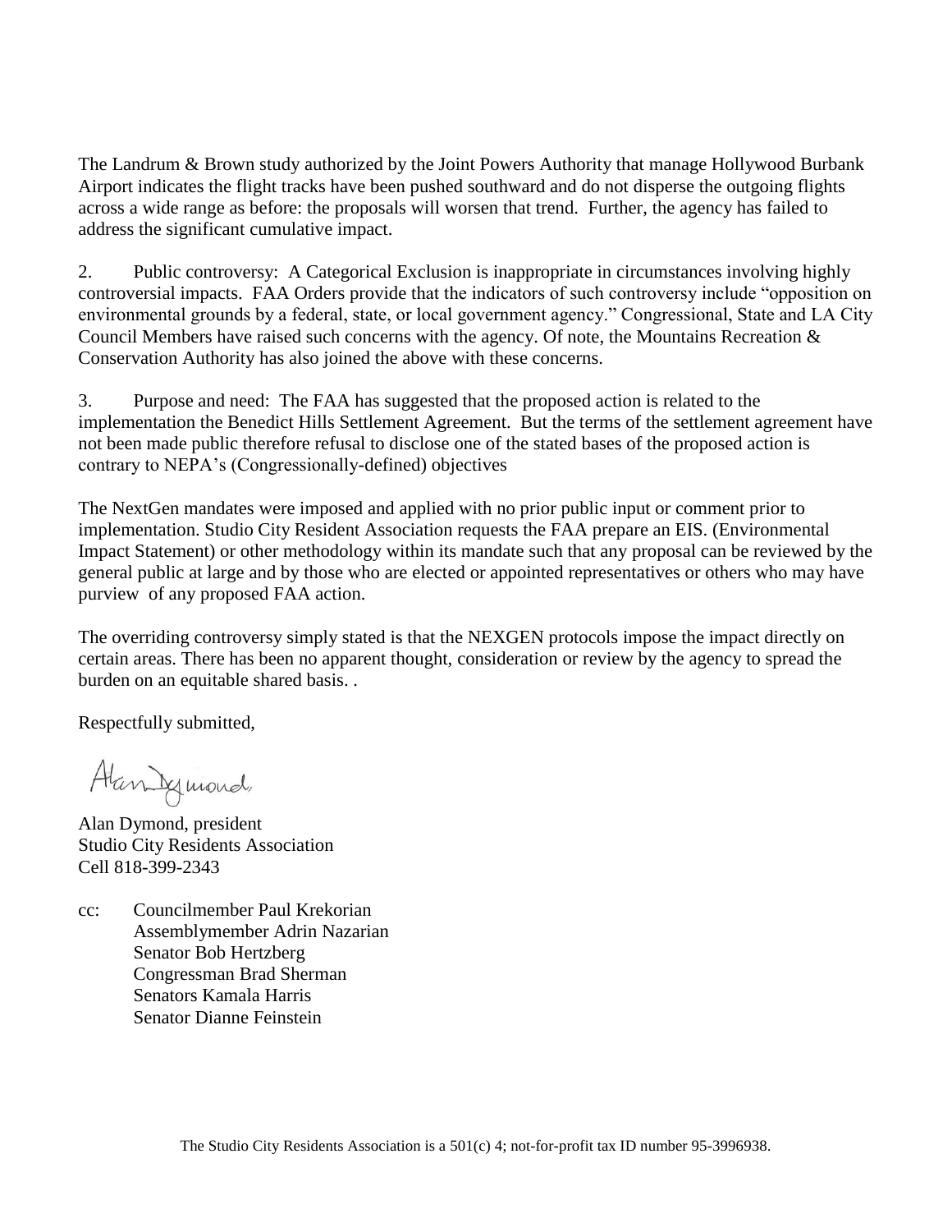The Landrum & Brown study authorized by the Joint Powers Authority that manage Hollywood Burbank Airport indicates the flight tracks have been pushed southward and do not disperse the outgoing flights across a wide range as before: the proposals will worsen that trend. Further, the agency has failed to address the significant cumulative impact.

2. Public controversy: A Categorical Exclusion is inappropriate in circumstances involving highly controversial impacts. FAA Orders provide that the indicators of such controversy include "opposition on environmental grounds by a federal, state, or local government agency." Congressional, State and LA City Council Members have raised such concerns with the agency. Of note, the Mountains Recreation & Conservation Authority has also joined the above with these concerns.

3. Purpose and need: The FAA has suggested that the proposed action is related to the implementation the Benedict Hills Settlement Agreement. But the terms of the settlement agreement have not been made public therefore refusal to disclose one of the stated bases of the proposed action is contrary to NEPA's (Congressionally-defined) objectives

The NextGen mandates were imposed and applied with no prior public input or comment prior to implementation. Studio City Resident Association requests the FAA prepare an EIS. (Environmental Impact Statement) or other methodology within its mandate such that any proposal can be reviewed by the general public at large and by those who are elected or appointed representatives or others who may have purview of any proposed FAA action.

The overriding controversy simply stated is that the NEXGEN protocols impose the impact directly on certain areas. There has been no apparent thought, consideration or review by the agency to spread the burden on an equitable shared basis. .

Respectfully submitted,

Alan Dymond

Alan Dymond, president
Studio City Residents Association
Cell 818-399-2343

cc: Councilmember Paul Krekorian
Assemblymember Adrin Nazarian
Senator Bob Hertzberg
Congressman Brad Sherman
Senators Kamala Harris
Senator Dianne Feinstein

The Studio City Residents Association is a 501(c) 4; not-for-profit tax ID number 95-3996938.